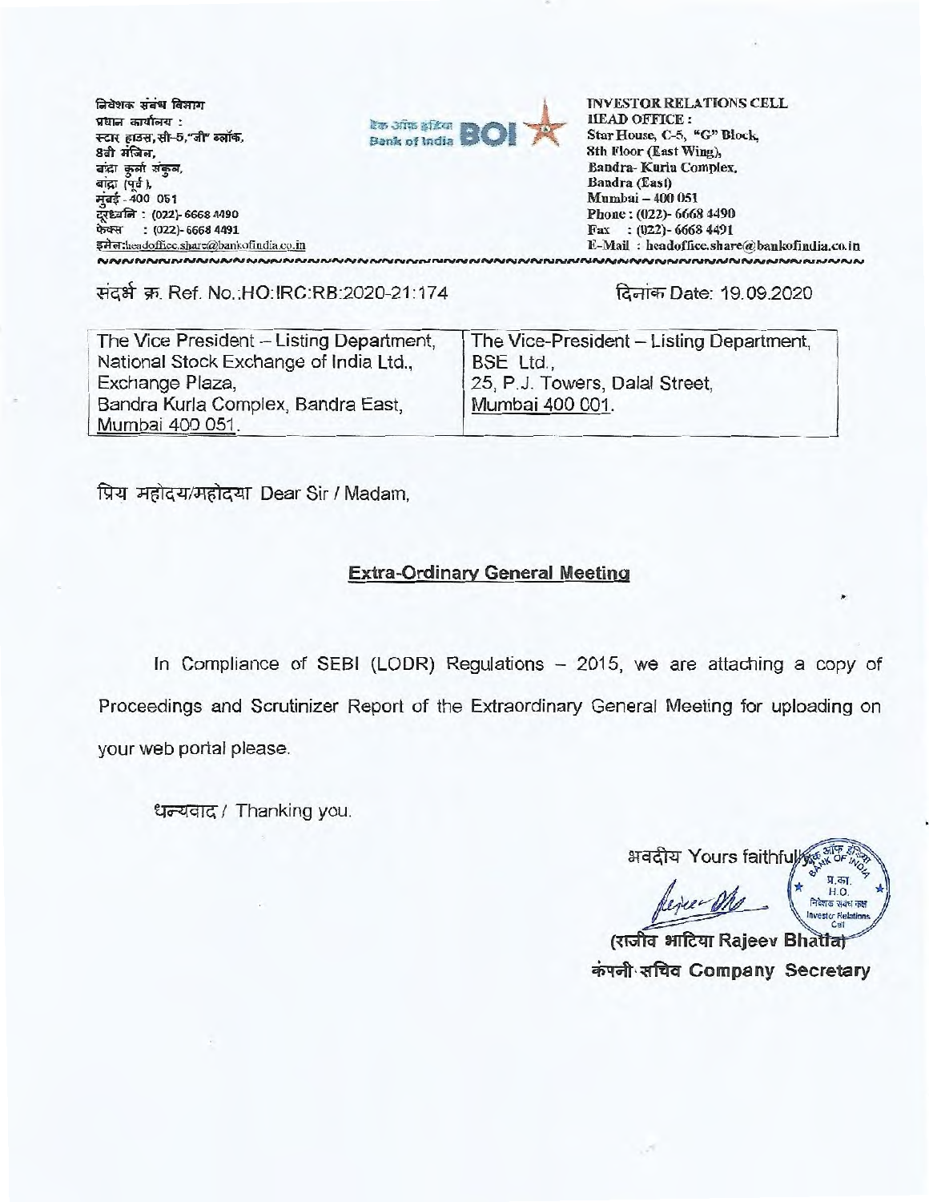निवेशक संबंध विभाग
प्रधान कार्यालय :
स्टार हाउस, सी-5, "जी" ब्लॉक,
8वी मंजिल,
बांद्रा कुर्ला संकुल,
बांद्रा (पूर्व),
मुंबई - 400 051
दूरध्वनि : (022)- 6668 4490
फेक्स : (022)- 6668 4491
इमेल:headoffice.share@bankofindia.co.in

बैंक ऑफ इंडिया Bank of India BOI

INVESTOR RELATIONS CELL
HEAD OFFICE :
Star House, C-5, "G" Block,
8th Floor (East Wing),
Bandra- Kurla Complex,
Bandra (East)
Mumbai – 400 051
Phone : (022)- 6668 4490
Fax : (022)- 6668 4491
E-Mail : headoffice.share@bankofindia.co.in

संदर्भ क्र. Ref. No.:HO:IRC:RB:2020-21:174

दिनांक Date: 19.09.2020

| The Vice President – Listing Department, National Stock Exchange of India Ltd., Exchange Plaza, Bandra Kurla Complex, Bandra East, Mumbai 400 051. | The Vice-President – Listing Department, BSE Ltd., 25, P.J. Towers, Dalal Street, Mumbai 400 001. |
|---|---|

प्रिय महोदय/महोदया Dear Sir / Madam,

**Extra-Ordinary General Meeting**

In Compliance of SEBI (LODR) Regulations – 2015, we are attaching a copy of Proceedings and Scrutinizer Report of the Extraordinary General Meeting for uploading on your web portal please.

धन्यवाद / Thanking you.

भवदीय Yours faithfully

(राजीव भाटिया Rajeev Bhatia)
कंपनी सचिव Company Secretary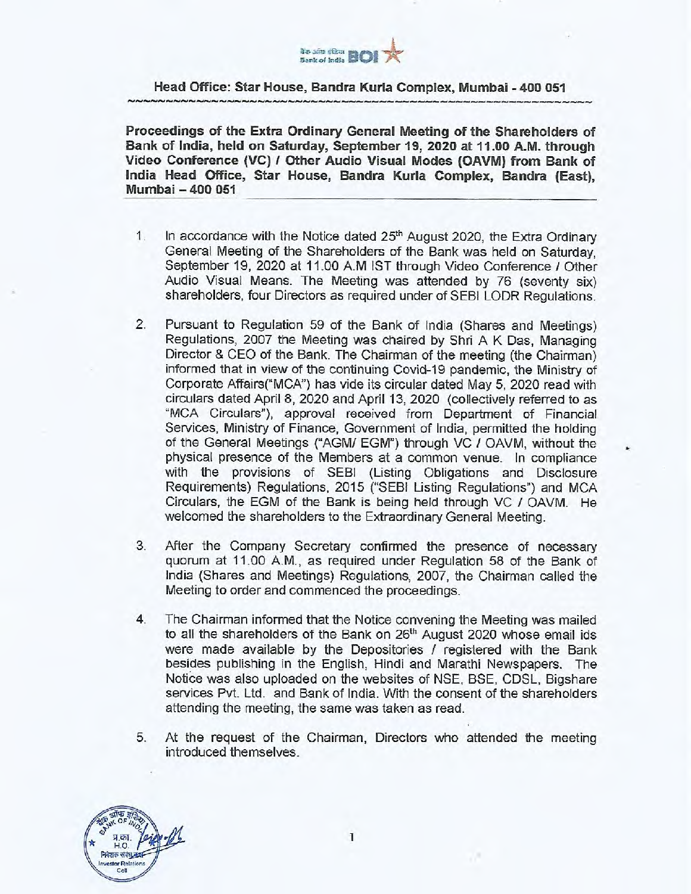**Head Office: Star House, Bandra Kurla Complex, Mumbai - 400 051**

**Proceedings of the Extra Ordinary General Meeting of the Shareholders of Bank of India, held on Saturday, September 19, 2020 at 11.00 A.M. through Video Conference (VC) / Other Audio Visual Modes (OAVM) from Bank of India Head Office, Star House, Bandra Kurla Complex, Bandra (East), Mumbai – 400 051**

1. In accordance with the Notice dated 25th August 2020, the Extra Ordinary General Meeting of the Shareholders of the Bank was held on Saturday, September 19, 2020 at 11.00 A.M IST through Video Conference / Other Audio Visual Means. The Meeting was attended by 76 (seventy six) shareholders, four Directors as required under of SEBI LODR Regulations.

2. Pursuant to Regulation 59 of the Bank of India (Shares and Meetings) Regulations, 2007 the Meeting was chaired by Shri A K Das, Managing Director & CEO of the Bank. The Chairman of the meeting (the Chairman) informed that in view of the continuing Covid-19 pandemic, the Ministry of Corporate Affairs("MCA") has vide its circular dated May 5, 2020 read with circulars dated April 8, 2020 and April 13, 2020 (collectively referred to as "MCA Circulars"), approval received from Department of Financial Services, Ministry of Finance, Government of India, permitted the holding of the General Meetings ("AGM/ EGM") through VC / OAVM, without the physical presence of the Members at a common venue. In compliance with the provisions of SEBI (Listing Obligations and Disclosure Requirements) Regulations, 2015 ("SEBI Listing Regulations") and MCA Circulars, the EGM of the Bank is being held through VC / OAVM. He welcomed the shareholders to the Extraordinary General Meeting.

3. After the Company Secretary confirmed the presence of necessary quorum at 11.00 A.M., as required under Regulation 58 of the Bank of India (Shares and Meetings) Regulations, 2007, the Chairman called the Meeting to order and commenced the proceedings.

4. The Chairman informed that the Notice convening the Meeting was mailed to all the shareholders of the Bank on 26th August 2020 whose email ids were made available by the Depositories / registered with the Bank besides publishing in the English, Hindi and Marathi Newspapers. The Notice was also uploaded on the websites of NSE, BSE, CDSL, Bigshare services Pvt. Ltd. and Bank of India. With the consent of the shareholders attending the meeting, the same was taken as read.

5. At the request of the Chairman, Directors who attended the meeting introduced themselves.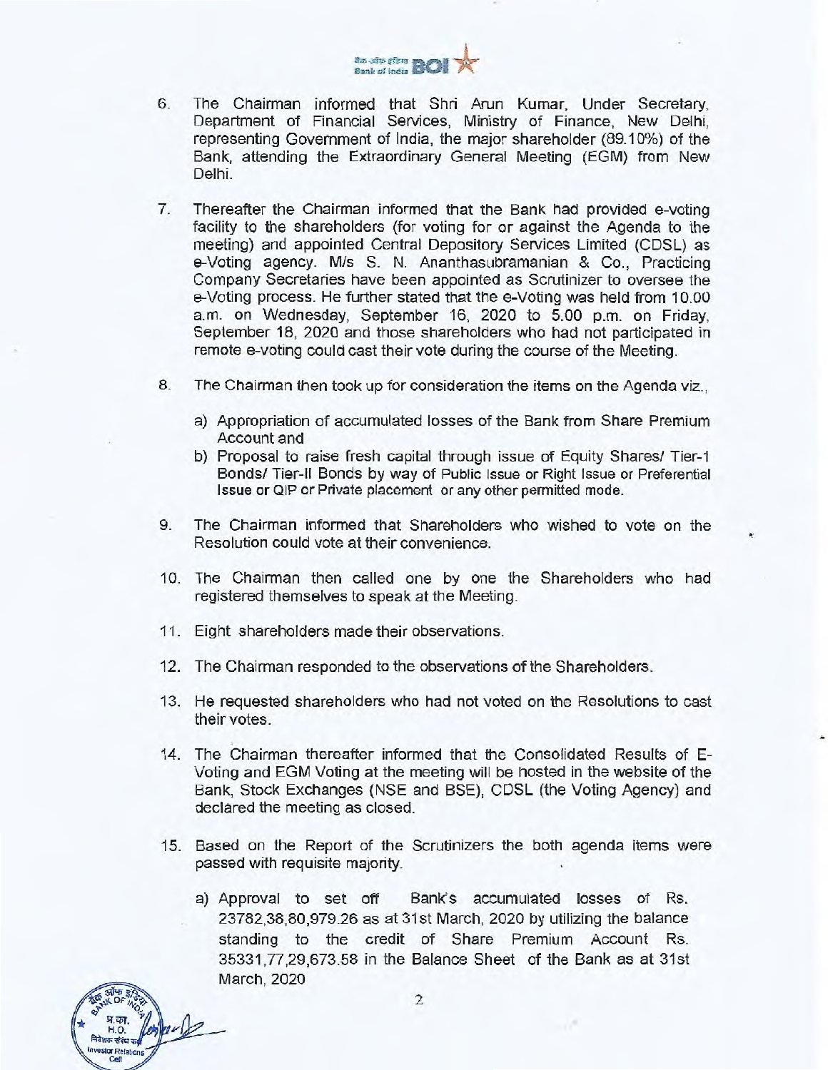6. The Chairman informed that Shri Arun Kumar, Under Secretary, Department of Financial Services, Ministry of Finance, New Delhi, representing Government of India, the major shareholder (89.10%) of the Bank, attending the Extraordinary General Meeting (EGM) from New Delhi.

7. Thereafter the Chairman informed that the Bank had provided e-voting facility to the shareholders (for voting for or against the Agenda to the meeting) and appointed Central Depository Services Limited (CDSL) as e-Voting agency. M/s S. N. Ananthasubramanian & Co., Practicing Company Secretaries have been appointed as Scrutinizer to oversee the e-Voting process. He further stated that the e-Voting was held from 10.00 a.m. on Wednesday, September 16, 2020 to 5.00 p.m. on Friday, September 18, 2020 and those shareholders who had not participated in remote e-voting could cast their vote during the course of the Meeting.

8. The Chairman then took up for consideration the items on the Agenda viz.,

   a) Appropriation of accumulated losses of the Bank from Share Premium Account and
   b) Proposal to raise fresh capital through issue of Equity Shares/ Tier-1 Bonds/ Tier-II Bonds by way of Public Issue or Right Issue or Preferential Issue or QIP or Private placement or any other permitted mode.

9. The Chairman informed that Shareholders who wished to vote on the Resolution could vote at their convenience.

10. The Chairman then called one by one the Shareholders who had registered themselves to speak at the Meeting.

11. Eight shareholders made their observations.

12. The Chairman responded to the observations of the Shareholders.

13. He requested shareholders who had not voted on the Resolutions to cast their votes.

14. The Chairman thereafter informed that the Consolidated Results of E-Voting and EGM Voting at the meeting will be hosted in the website of the Bank, Stock Exchanges (NSE and BSE), CDSL (the Voting Agency) and declared the meeting as closed.

15. Based on the Report of the Scrutinizers the both agenda items were passed with requisite majority.

   a) Approval to set off Bank's accumulated losses of Rs. 23782,38,80,979.26 as at 31st March, 2020 by utilizing the balance standing to the credit of Share Premium Account Rs. 35331,77,29,673.58 in the Balance Sheet of the Bank as at 31st March, 2020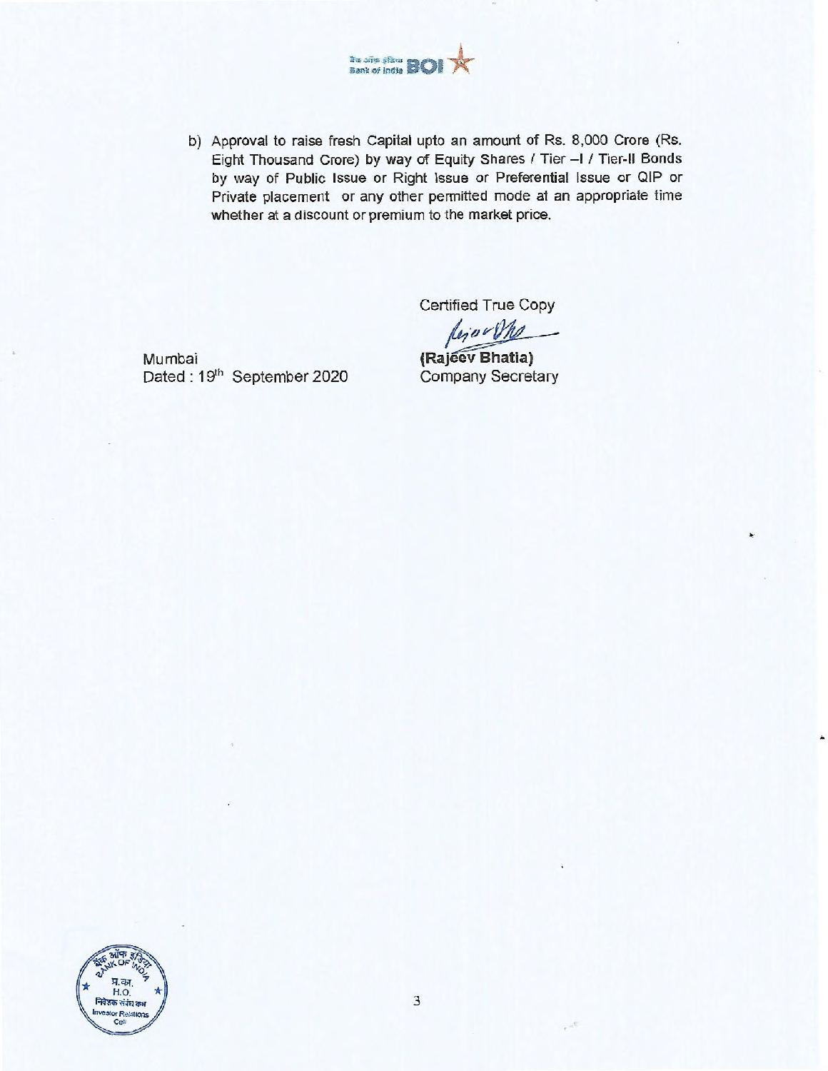b) Approval to raise fresh Capital upto an amount of Rs. 8,000 Crore (Rs. Eight Thousand Crore) by way of Equity Shares / Tier –I / Tier-II Bonds by way of Public Issue or Right Issue or Preferential Issue or QIP or Private placement or any other permitted mode at an appropriate time whether at a discount or premium to the market price.

Certified True Copy

**(Rajeev Bhatia)**
Company Secretary

Mumbai
Dated : 19th September 2020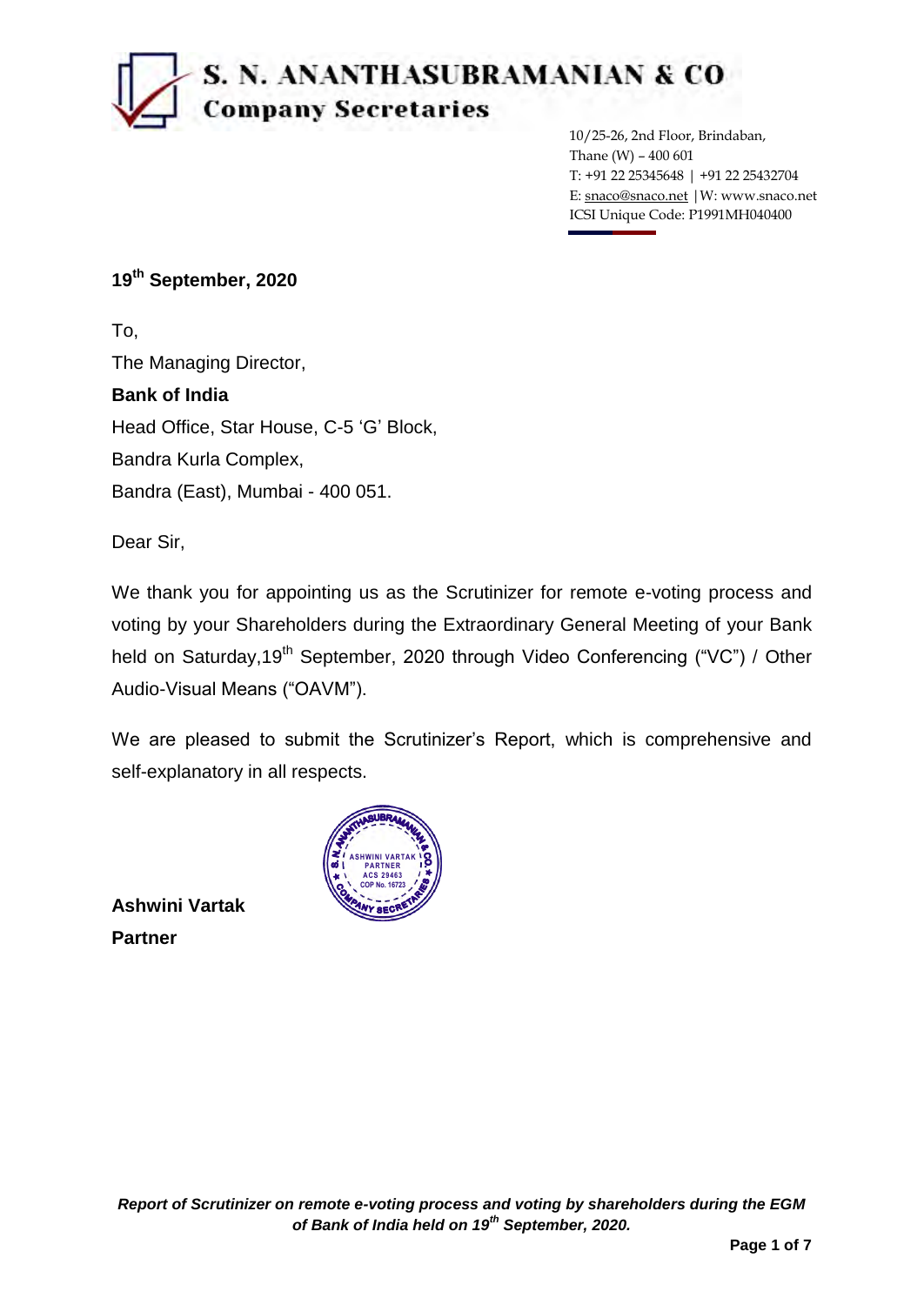# S. N. ANANTHASUBRAMANIAN & CO

**Company Secretaries**

10/25-26, 2nd Floor, Brindaban,
Thane (W) – 400 601
T: +91 22 25345648 | +91 22 25432704
E: snaco@snaco.net | W: www.snaco.net
ICSI Unique Code: P1991MH040400

**19th September, 2020**

To,

The Managing Director,

**Bank of India**

Head Office, Star House, C-5 'G' Block,

Bandra Kurla Complex,

Bandra (East), Mumbai - 400 051.

Dear Sir,

We thank you for appointing us as the Scrutinizer for remote e-voting process and voting by your Shareholders during the Extraordinary General Meeting of your Bank held on Saturday,19th September, 2020 through Video Conferencing ("VC") / Other Audio-Visual Means ("OAVM").

We are pleased to submit the Scrutinizer's Report, which is comprehensive and self-explanatory in all respects.

S. N. ANANTHASUBRAMANIAN & CO. COMPANY SECRETARIES — ASHWINI VARTAK, PARTNER, ACS 29463, COP No. 16723

**Ashwini Vartak**

**Partner**

*Report of Scrutinizer on remote e-voting process and voting by shareholders during the EGM of Bank of India held on 19th September, 2020.*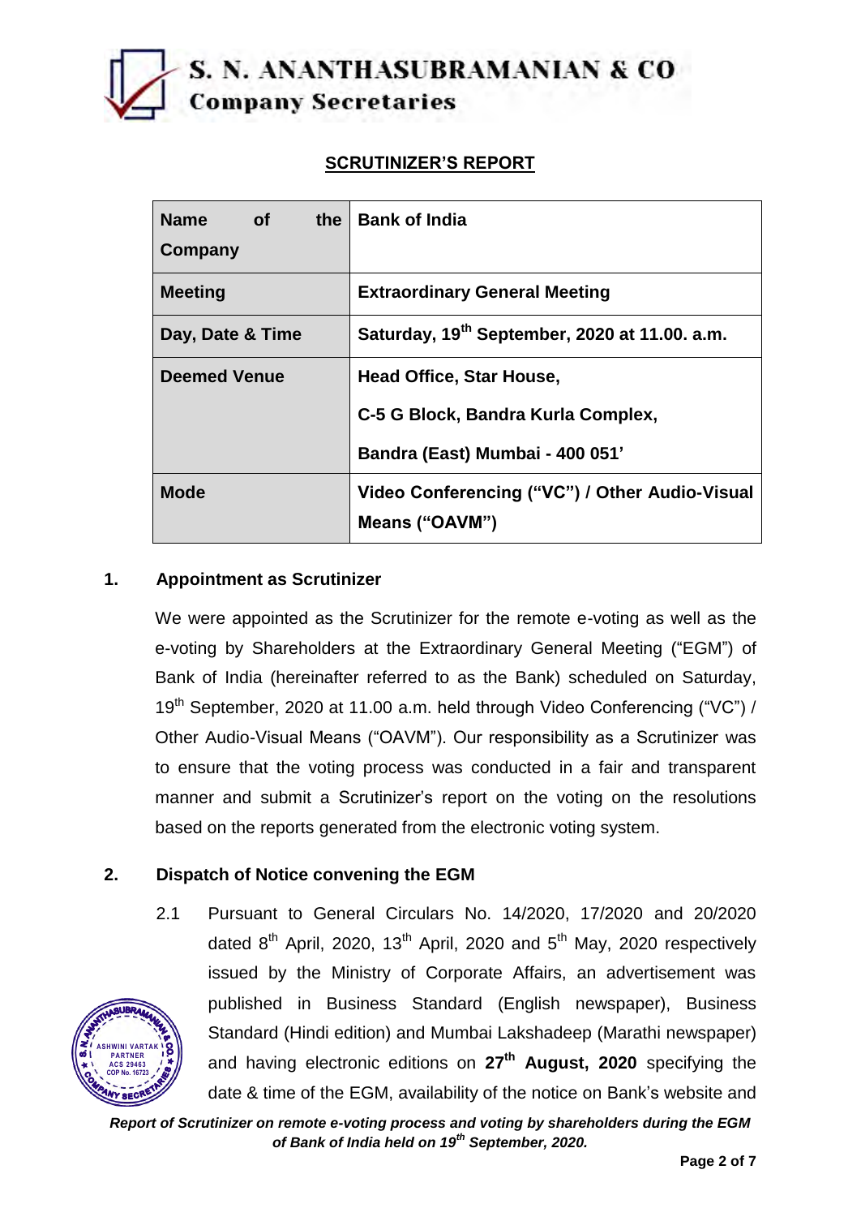S. N. ANANTHASUBRAMANIAN & CO
Company Secretaries

## SCRUTINIZER'S REPORT

| Name of the Company | Bank of India |
|---|---|
| **Meeting** | **Extraordinary General Meeting** |
| **Day, Date & Time** | **Saturday, 19th September, 2020 at 11.00. a.m.** |
| **Deemed Venue** | **Head Office, Star House, C-5 G Block, Bandra Kurla Complex, Bandra (East) Mumbai - 400 051'** |
| **Mode** | **Video Conferencing ("VC") / Other Audio-Visual Means ("OAVM")** |

### 1. Appointment as Scrutinizer

We were appointed as the Scrutinizer for the remote e-voting as well as the e-voting by Shareholders at the Extraordinary General Meeting ("EGM") of Bank of India (hereinafter referred to as the Bank) scheduled on Saturday, 19th September, 2020 at 11.00 a.m. held through Video Conferencing ("VC") / Other Audio-Visual Means ("OAVM"). Our responsibility as a Scrutinizer was to ensure that the voting process was conducted in a fair and transparent manner and submit a Scrutinizer's report on the voting on the resolutions based on the reports generated from the electronic voting system.

### 2. Dispatch of Notice convening the EGM

2.1 Pursuant to General Circulars No. 14/2020, 17/2020 and 20/2020 dated 8th April, 2020, 13th April, 2020 and 5th May, 2020 respectively issued by the Ministry of Corporate Affairs, an advertisement was published in Business Standard (English newspaper), Business Standard (Hindi edition) and Mumbai Lakshadeep (Marathi newspaper) and having electronic editions on **27th August, 2020** specifying the date & time of the EGM, availability of the notice on Bank's website and

*Report of Scrutinizer on remote e-voting process and voting by shareholders during the EGM of Bank of India held on 19th September, 2020.*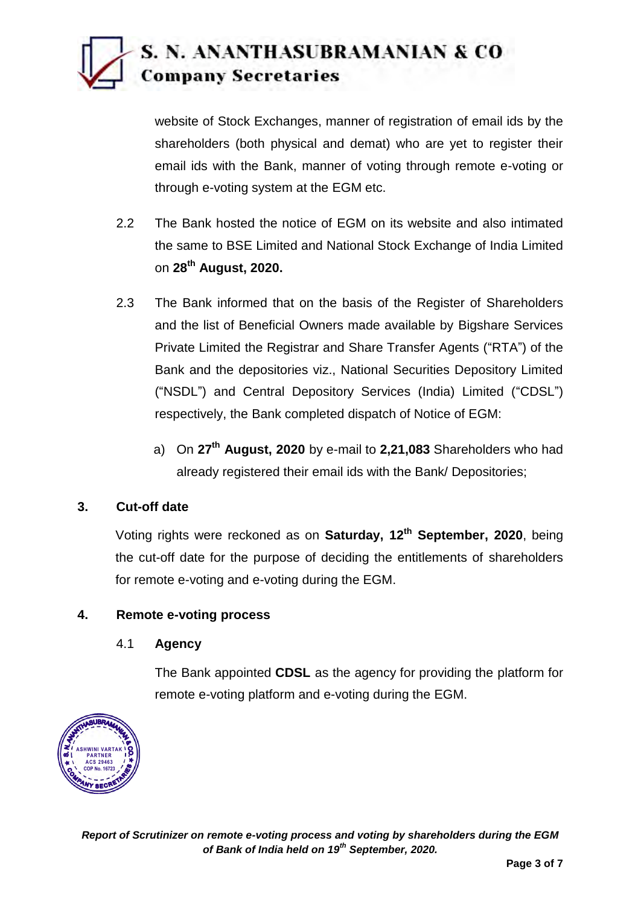website of Stock Exchanges, manner of registration of email ids by the shareholders (both physical and demat) who are yet to register their email ids with the Bank, manner of voting through remote e-voting or through e-voting system at the EGM etc.

2.2 The Bank hosted the notice of EGM on its website and also intimated the same to BSE Limited and National Stock Exchange of India Limited on **28th August, 2020.**

2.3 The Bank informed that on the basis of the Register of Shareholders and the list of Beneficial Owners made available by Bigshare Services Private Limited the Registrar and Share Transfer Agents ("RTA") of the Bank and the depositories viz., National Securities Depository Limited ("NSDL") and Central Depository Services (India) Limited ("CDSL") respectively, the Bank completed dispatch of Notice of EGM:

a) On **27th August, 2020** by e-mail to **2,21,083** Shareholders who had already registered their email ids with the Bank/ Depositories;

## 3. Cut-off date

Voting rights were reckoned as on **Saturday, 12th September, 2020**, being the cut-off date for the purpose of deciding the entitlements of shareholders for remote e-voting and e-voting during the EGM.

## 4. Remote e-voting process

### 4.1 Agency

The Bank appointed **CDSL** as the agency for providing the platform for remote e-voting platform and e-voting during the EGM.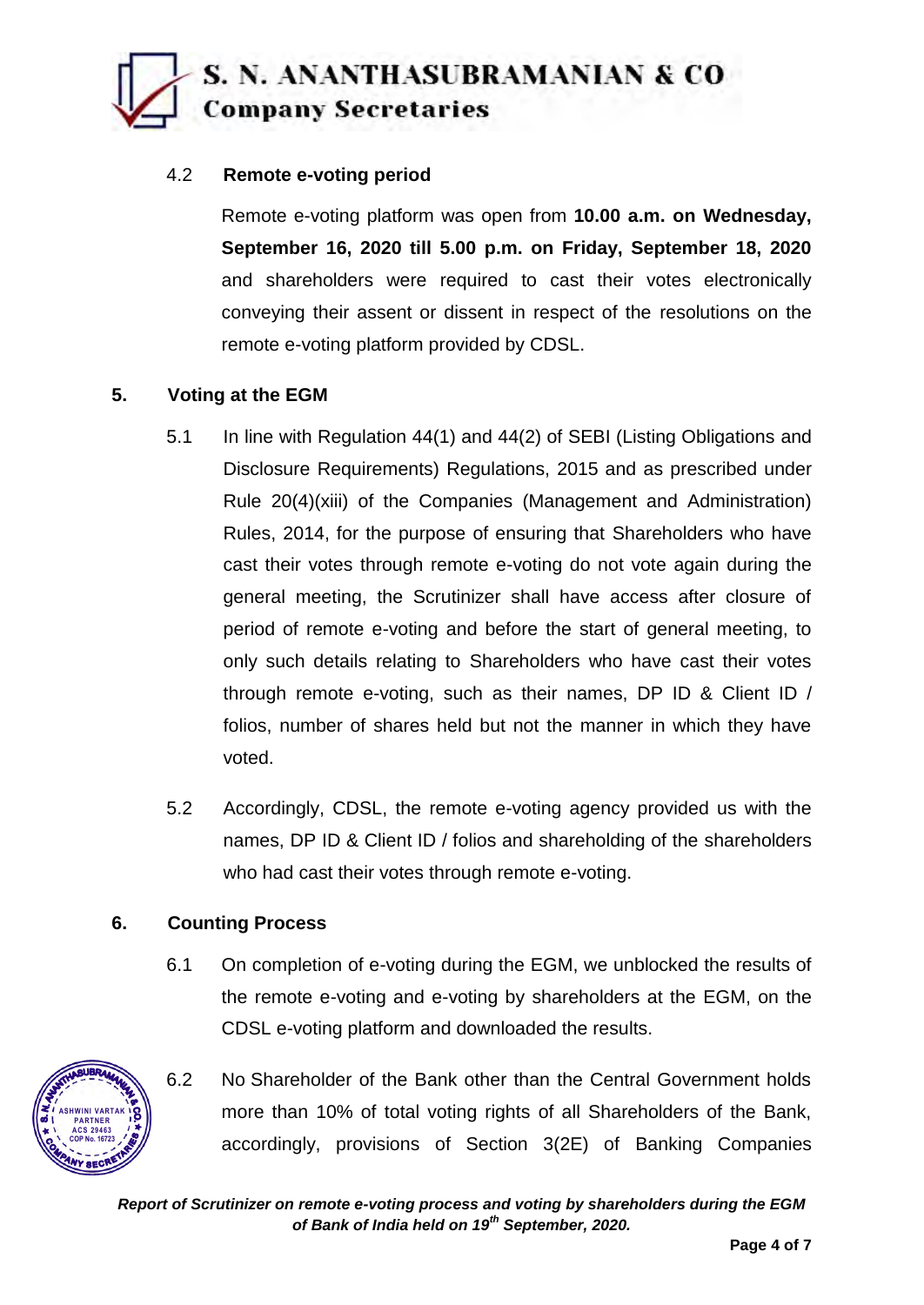4.2 **Remote e-voting period**

Remote e-voting platform was open from **10.00 a.m. on Wednesday, September 16, 2020 till 5.00 p.m. on Friday, September 18, 2020** and shareholders were required to cast their votes electronically conveying their assent or dissent in respect of the resolutions on the remote e-voting platform provided by CDSL.

## 5. Voting at the EGM

5.1 In line with Regulation 44(1) and 44(2) of SEBI (Listing Obligations and Disclosure Requirements) Regulations, 2015 and as prescribed under Rule 20(4)(xiii) of the Companies (Management and Administration) Rules, 2014, for the purpose of ensuring that Shareholders who have cast their votes through remote e-voting do not vote again during the general meeting, the Scrutinizer shall have access after closure of period of remote e-voting and before the start of general meeting, to only such details relating to Shareholders who have cast their votes through remote e-voting, such as their names, DP ID & Client ID / folios, number of shares held but not the manner in which they have voted.

5.2 Accordingly, CDSL, the remote e-voting agency provided us with the names, DP ID & Client ID / folios and shareholding of the shareholders who had cast their votes through remote e-voting.

## 6. Counting Process

6.1 On completion of e-voting during the EGM, we unblocked the results of the remote e-voting and e-voting by shareholders at the EGM, on the CDSL e-voting platform and downloaded the results.

6.2 No Shareholder of the Bank other than the Central Government holds more than 10% of total voting rights of all Shareholders of the Bank, accordingly, provisions of Section 3(2E) of Banking Companies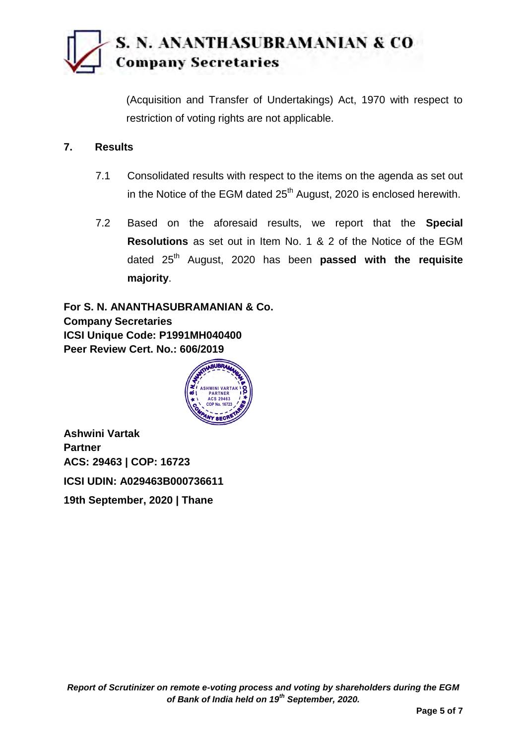(Acquisition and Transfer of Undertakings) Act, 1970 with respect to restriction of voting rights are not applicable.

## 7. Results

7.1 Consolidated results with respect to the items on the agenda as set out in the Notice of the EGM dated 25th August, 2020 is enclosed herewith.

7.2 Based on the aforesaid results, we report that the **Special Resolutions** as set out in Item No. 1 & 2 of the Notice of the EGM dated 25th August, 2020 has been **passed with the requisite majority**.

**For S. N. ANANTHASUBRAMANIAN & Co.**
**Company Secretaries**
**ICSI Unique Code: P1991MH040400**
**Peer Review Cert. No.: 606/2019**

**Ashwini Vartak**
**Partner**
**ACS: 29463 | COP: 16723**

**ICSI UDIN: A029463B000736611**

**19th September, 2020 | Thane**

*Report of Scrutinizer on remote e-voting process and voting by shareholders during the EGM of Bank of India held on 19th September, 2020.*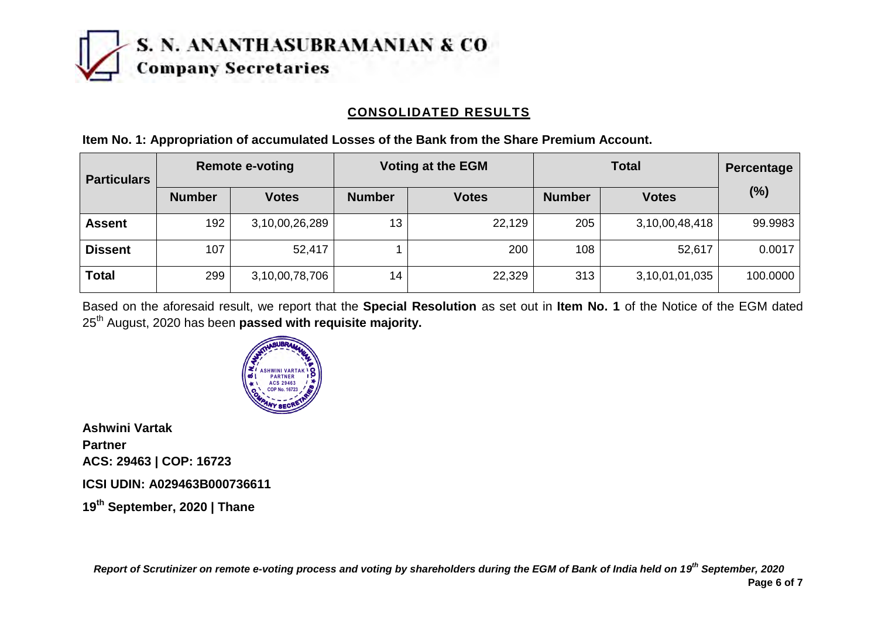## CONSOLIDATED RESULTS

**Item No. 1: Appropriation of accumulated Losses of the Bank from the Share Premium Account.**

| Particulars | Remote e-voting | | Voting at the EGM | | Total | | Percentage (%) |
|---|---|---|---|---|---|---|---|
| | Number | Votes | Number | Votes | Number | Votes | |
| **Assent** | 192 | 3,10,00,26,289 | 13 | 22,129 | 205 | 3,10,00,48,418 | 99.9983 |
| **Dissent** | 107 | 52,417 | 1 | 200 | 108 | 52,617 | 0.0017 |
| **Total** | 299 | 3,10,00,78,706 | 14 | 22,329 | 313 | 3,10,01,01,035 | 100.0000 |

Based on the aforesaid result, we report that the **Special Resolution** as set out in **Item No. 1** of the Notice of the EGM dated 25th August, 2020 has been **passed with requisite majority.**

**Ashwini Vartak**
**Partner**
**ACS: 29463 | COP: 16723**

**ICSI UDIN: A029463B000736611**

**19th September, 2020 | Thane**

*Report of Scrutinizer on remote e-voting process and voting by shareholders during the EGM of Bank of India held on 19th September, 2020*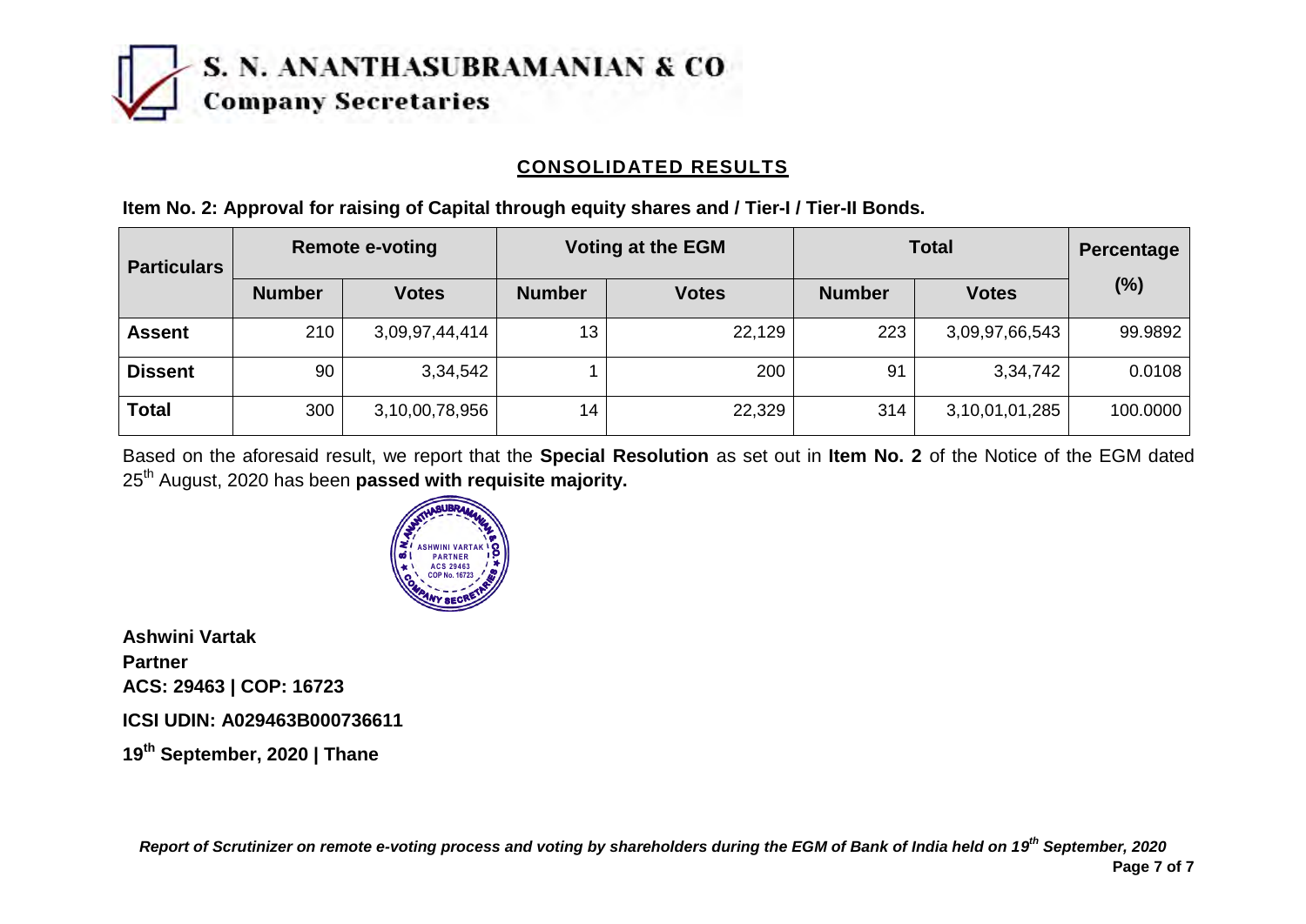## CONSOLIDATED RESULTS

**Item No. 2: Approval for raising of Capital through equity shares and / Tier-I / Tier-II Bonds.**

| Particulars | Remote e-voting | | Voting at the EGM | | Total | | Percentage (%) |
|---|---|---|---|---|---|---|---|
| | Number | Votes | Number | Votes | Number | Votes | |
| **Assent** | 210 | 3,09,97,44,414 | 13 | 22,129 | 223 | 3,09,97,66,543 | 99.9892 |
| **Dissent** | 90 | 3,34,542 | 1 | 200 | 91 | 3,34,742 | 0.0108 |
| **Total** | 300 | 3,10,00,78,956 | 14 | 22,329 | 314 | 3,10,01,01,285 | 100.0000 |

Based on the aforesaid result, we report that the **Special Resolution** as set out in **Item No. 2** of the Notice of the EGM dated 25th August, 2020 has been **passed with requisite majority.**

**Ashwini Vartak**

**Partner**

**ACS: 29463 | COP: 16723**

**ICSI UDIN: A029463B000736611**

**19th September, 2020 | Thane**